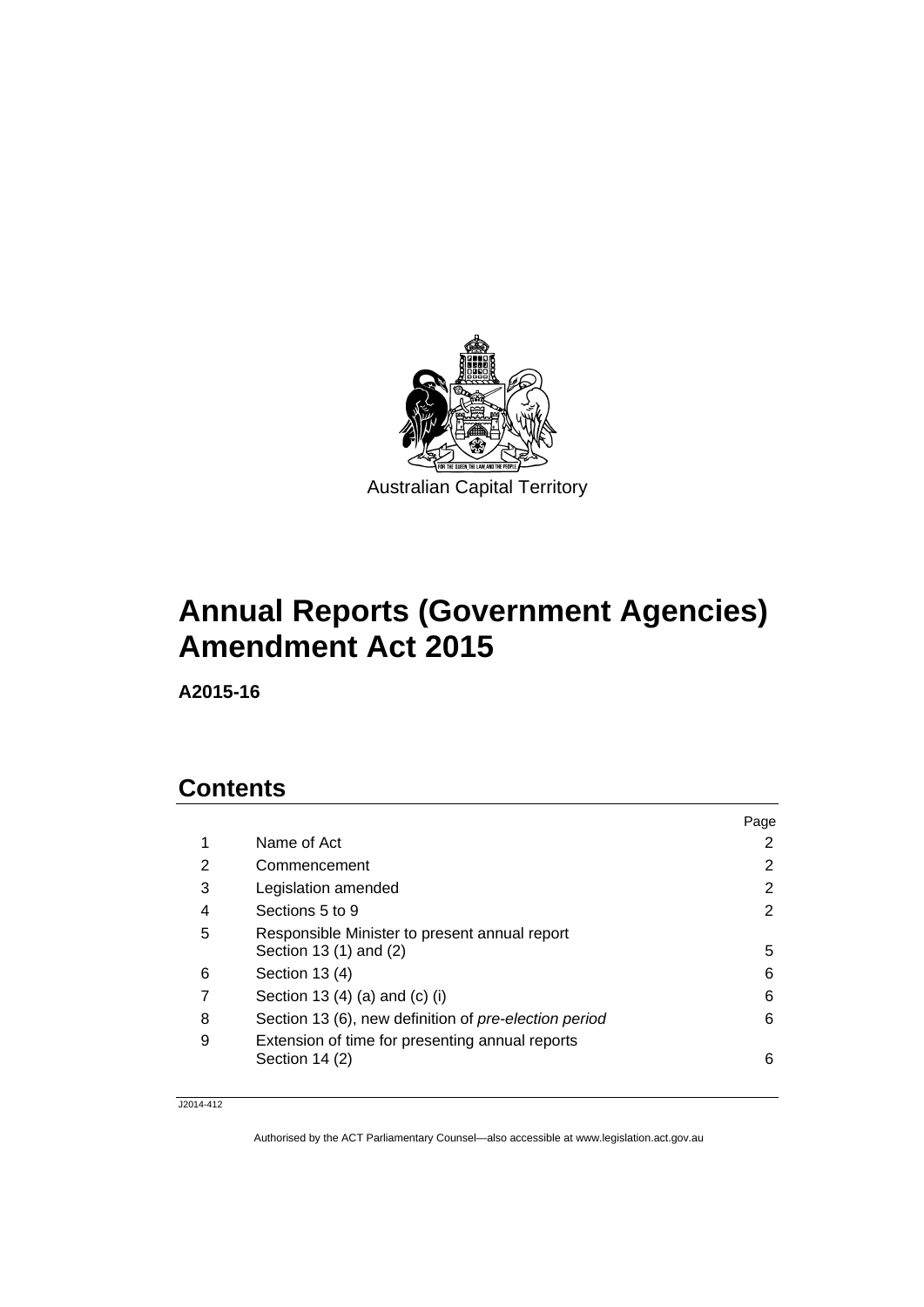Australian Capital Territory

# Annual Reports (Government Agencies) Amendment Act 2015

**A2015-16**

## Contents

| | | Page |
|---|---|---|
| 1 | Name of Act | 2 |
| 2 | Commencement | 2 |
| 3 | Legislation amended | 2 |
| 4 | Sections 5 to 9 | 2 |
| 5 | Responsible Minister to present annual report Section 13 (1) and (2) | 5 |
| 6 | Section 13 (4) | 6 |
| 7 | Section 13 (4) (a) and (c) (i) | 6 |
| 8 | Section 13 (6), new definition of *pre-election period* | 6 |
| 9 | Extension of time for presenting annual reports Section 14 (2) | 6 |

J2014-412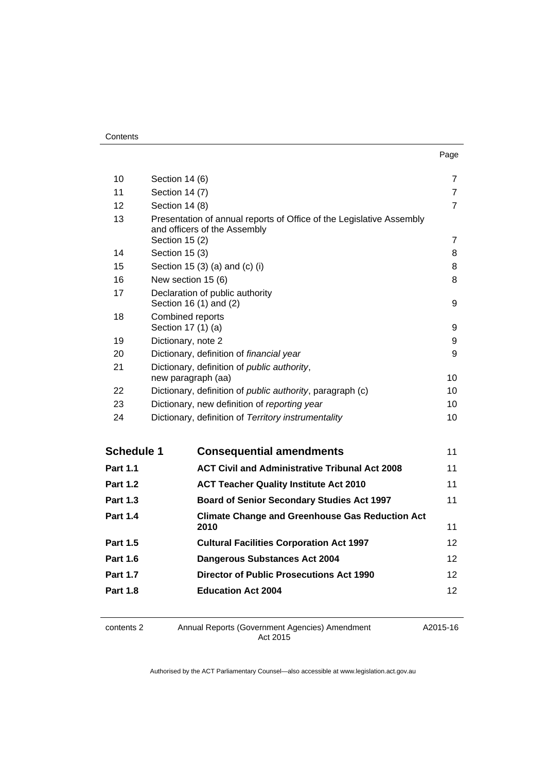| | | Page |
|---|---|---|
| 10 | Section 14 (6) | 7 |
| 11 | Section 14 (7) | 7 |
| 12 | Section 14 (8) | 7 |
| 13 | Presentation of annual reports of Office of the Legislative Assembly and officers of the Assembly<br>Section 15 (2) | 7 |
| 14 | Section 15 (3) | 8 |
| 15 | Section 15 (3) (a) and (c) (i) | 8 |
| 16 | New section 15 (6) | 8 |
| 17 | Declaration of public authority<br>Section 16 (1) and (2) | 9 |
| 18 | Combined reports<br>Section 17 (1) (a) | 9 |
| 19 | Dictionary, note 2 | 9 |
| 20 | Dictionary, definition of *financial year* | 9 |
| 21 | Dictionary, definition of *public authority*,<br>new paragraph (aa) | 10 |
| 22 | Dictionary, definition of *public authority*, paragraph (c) | 10 |
| 23 | Dictionary, new definition of *reporting year* | 10 |
| 24 | Dictionary, definition of *Territory instrumentality* | 10 |

| | | |
|---|---|---|
| **Schedule 1** | **Consequential amendments** | 11 |
| **Part 1.1** | **ACT Civil and Administrative Tribunal Act 2008** | 11 |
| **Part 1.2** | **ACT Teacher Quality Institute Act 2010** | 11 |
| **Part 1.3** | **Board of Senior Secondary Studies Act 1997** | 11 |
| **Part 1.4** | **Climate Change and Greenhouse Gas Reduction Act 2010** | 11 |
| **Part 1.5** | **Cultural Facilities Corporation Act 1997** | 12 |
| **Part 1.6** | **Dangerous Substances Act 2004** | 12 |
| **Part 1.7** | **Director of Public Prosecutions Act 1990** | 12 |
| **Part 1.8** | **Education Act 2004** | 12 |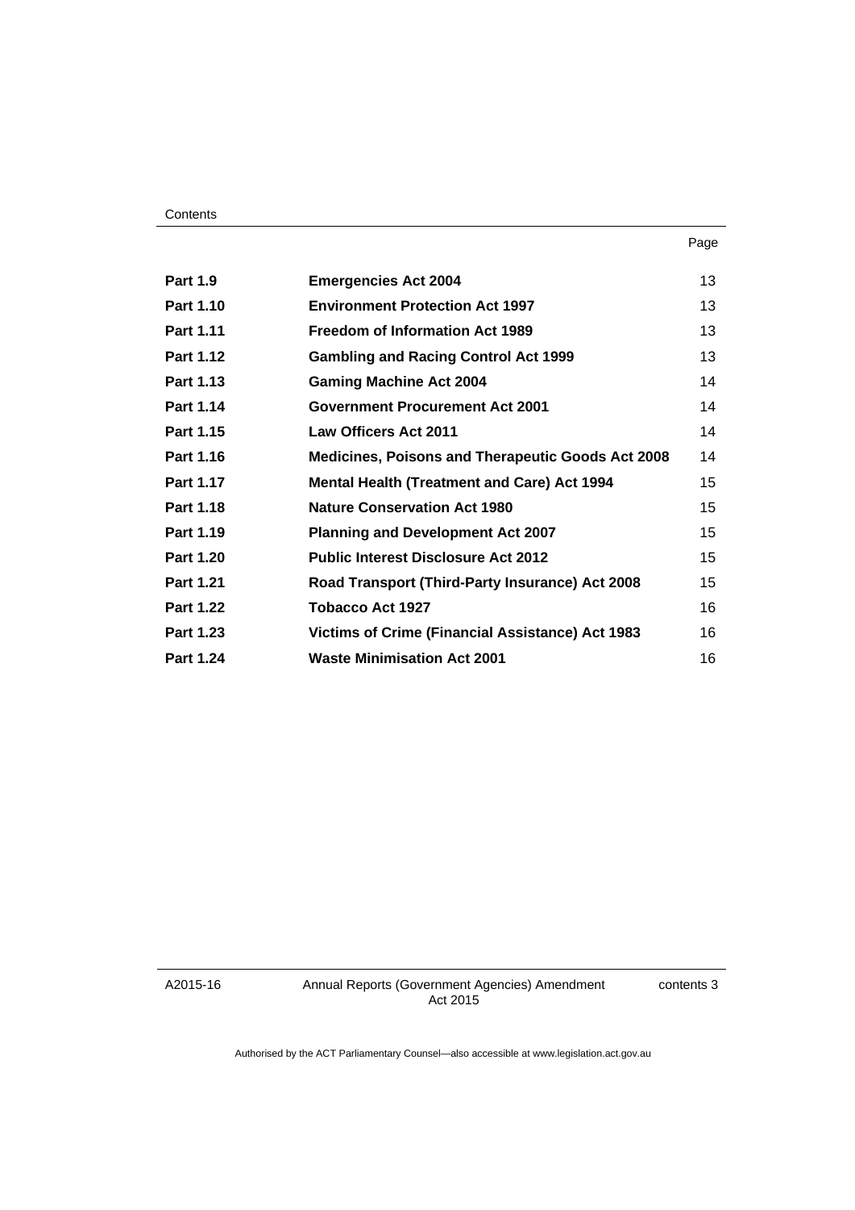| | | Page |
|---|---|---|
| **Part 1.9** | **Emergencies Act 2004** | 13 |
| **Part 1.10** | **Environment Protection Act 1997** | 13 |
| **Part 1.11** | **Freedom of Information Act 1989** | 13 |
| **Part 1.12** | **Gambling and Racing Control Act 1999** | 13 |
| **Part 1.13** | **Gaming Machine Act 2004** | 14 |
| **Part 1.14** | **Government Procurement Act 2001** | 14 |
| **Part 1.15** | **Law Officers Act 2011** | 14 |
| **Part 1.16** | **Medicines, Poisons and Therapeutic Goods Act 2008** | 14 |
| **Part 1.17** | **Mental Health (Treatment and Care) Act 1994** | 15 |
| **Part 1.18** | **Nature Conservation Act 1980** | 15 |
| **Part 1.19** | **Planning and Development Act 2007** | 15 |
| **Part 1.20** | **Public Interest Disclosure Act 2012** | 15 |
| **Part 1.21** | **Road Transport (Third-Party Insurance) Act 2008** | 15 |
| **Part 1.22** | **Tobacco Act 1927** | 16 |
| **Part 1.23** | **Victims of Crime (Financial Assistance) Act 1983** | 16 |
| **Part 1.24** | **Waste Minimisation Act 2001** | 16 |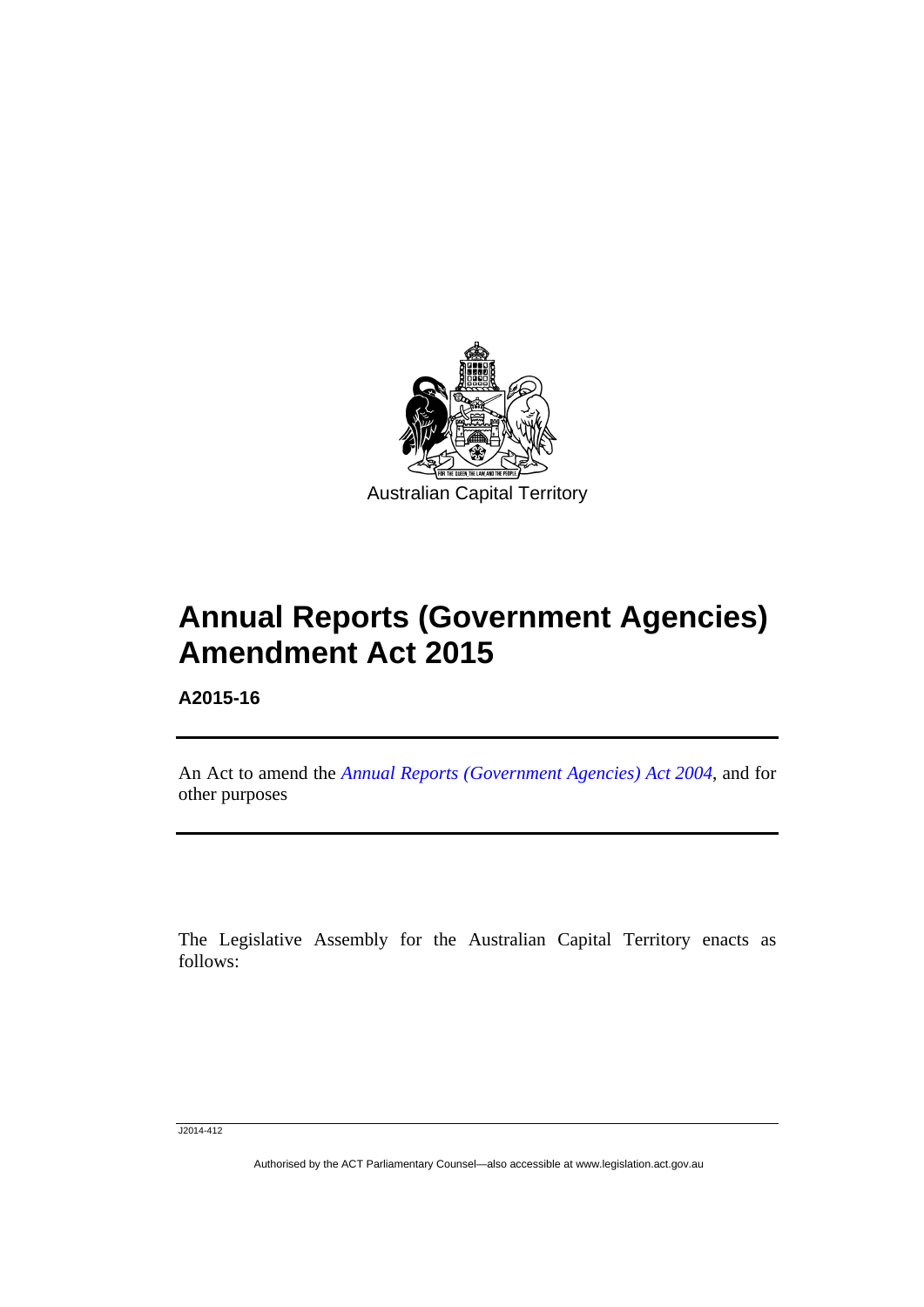Australian Capital Territory

# Annual Reports (Government Agencies) Amendment Act 2015

**A2015-16**

An Act to amend the *Annual Reports (Government Agencies) Act 2004*, and for other purposes

The Legislative Assembly for the Australian Capital Territory enacts as follows:

J2014-412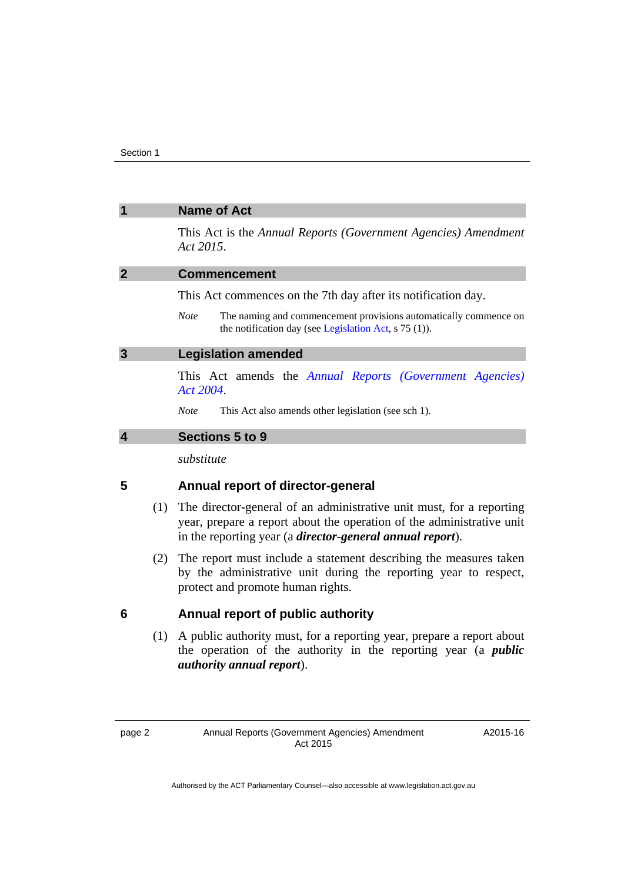## 1 Name of Act

This Act is the *Annual Reports (Government Agencies) Amendment Act 2015*.

## 2 Commencement

This Act commences on the 7th day after its notification day.

*Note* The naming and commencement provisions automatically commence on the notification day (see Legislation Act, s 75 (1)).

## 3 Legislation amended

This Act amends the *Annual Reports (Government Agencies) Act 2004*.

*Note* This Act also amends other legislation (see sch 1).

## 4 Sections 5 to 9

*substitute*

### 5 Annual report of director-general

(1) The director-general of an administrative unit must, for a reporting year, prepare a report about the operation of the administrative unit in the reporting year (a ***director-general annual report***).

(2) The report must include a statement describing the measures taken by the administrative unit during the reporting year to respect, protect and promote human rights.

### 6 Annual report of public authority

(1) A public authority must, for a reporting year, prepare a report about the operation of the authority in the reporting year (a ***public authority annual report***).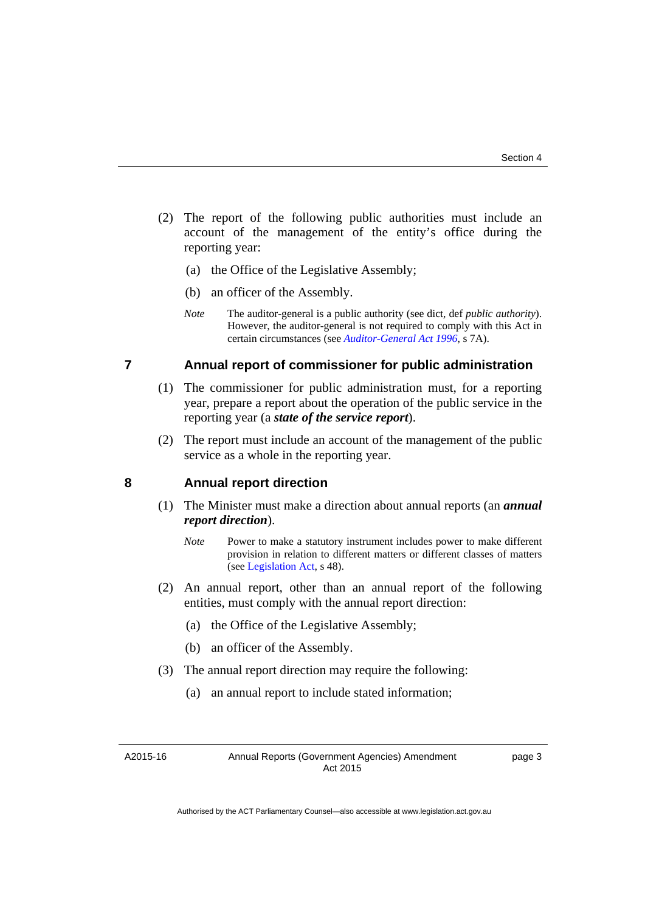(2) The report of the following public authorities must include an account of the management of the entity's office during the reporting year:

(a) the Office of the Legislative Assembly;

(b) an officer of the Assembly.

*Note* The auditor-general is a public authority (see dict, def *public authority*). However, the auditor-general is not required to comply with this Act in certain circumstances (see *Auditor-General Act 1996*, s 7A).

### 7 Annual report of commissioner for public administration

(1) The commissioner for public administration must, for a reporting year, prepare a report about the operation of the public service in the reporting year (a ***state of the service report***).

(2) The report must include an account of the management of the public service as a whole in the reporting year.

### 8 Annual report direction

(1) The Minister must make a direction about annual reports (an ***annual report direction***).

*Note* Power to make a statutory instrument includes power to make different provision in relation to different matters or different classes of matters (see Legislation Act, s 48).

(2) An annual report, other than an annual report of the following entities, must comply with the annual report direction:

(a) the Office of the Legislative Assembly;

(b) an officer of the Assembly.

(3) The annual report direction may require the following:

(a) an annual report to include stated information;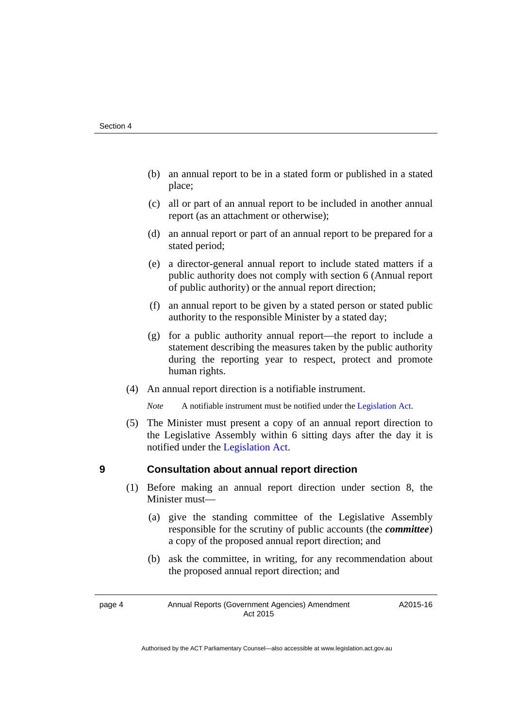(b) an annual report to be in a stated form or published in a stated place;

(c) all or part of an annual report to be included in another annual report (as an attachment or otherwise);

(d) an annual report or part of an annual report to be prepared for a stated period;

(e) a director-general annual report to include stated matters if a public authority does not comply with section 6 (Annual report of public authority) or the annual report direction;

(f) an annual report to be given by a stated person or stated public authority to the responsible Minister by a stated day;

(g) for a public authority annual report—the report to include a statement describing the measures taken by the public authority during the reporting year to respect, protect and promote human rights.

(4) An annual report direction is a notifiable instrument.

*Note* A notifiable instrument must be notified under the Legislation Act.

(5) The Minister must present a copy of an annual report direction to the Legislative Assembly within 6 sitting days after the day it is notified under the Legislation Act.

### 9 Consultation about annual report direction

(1) Before making an annual report direction under section 8, the Minister must—

(a) give the standing committee of the Legislative Assembly responsible for the scrutiny of public accounts (the ***committee***) a copy of the proposed annual report direction; and

(b) ask the committee, in writing, for any recommendation about the proposed annual report direction; and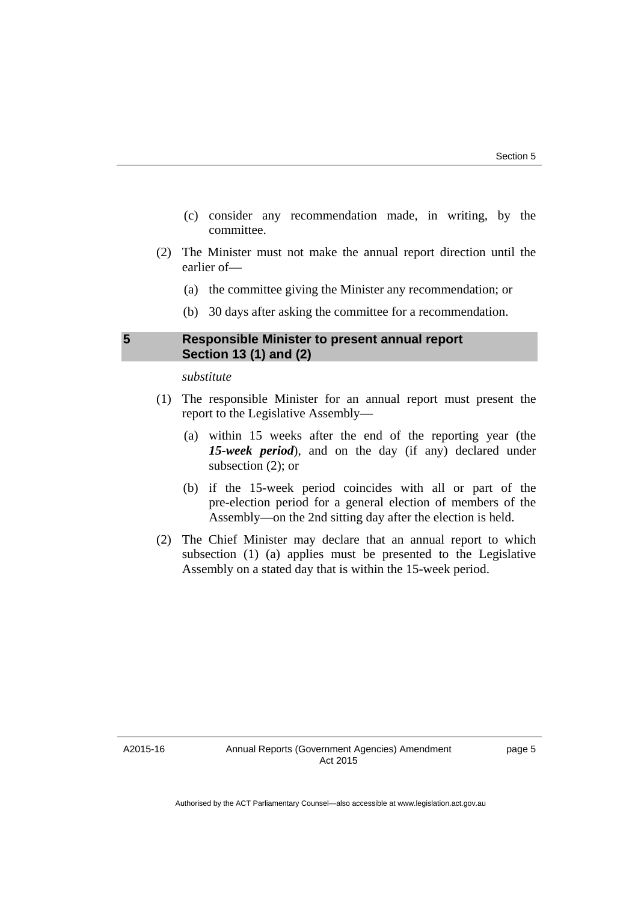(c) consider any recommendation made, in writing, by the committee.

(2) The Minister must not make the annual report direction until the earlier of—

(a) the committee giving the Minister any recommendation; or

(b) 30 days after asking the committee for a recommendation.

## 5 Responsible Minister to present annual report Section 13 (1) and (2)

*substitute*

(1) The responsible Minister for an annual report must present the report to the Legislative Assembly—

(a) within 15 weeks after the end of the reporting year (the ***15-week period***), and on the day (if any) declared under subsection (2); or

(b) if the 15-week period coincides with all or part of the pre-election period for a general election of members of the Assembly—on the 2nd sitting day after the election is held.

(2) The Chief Minister may declare that an annual report to which subsection (1) (a) applies must be presented to the Legislative Assembly on a stated day that is within the 15-week period.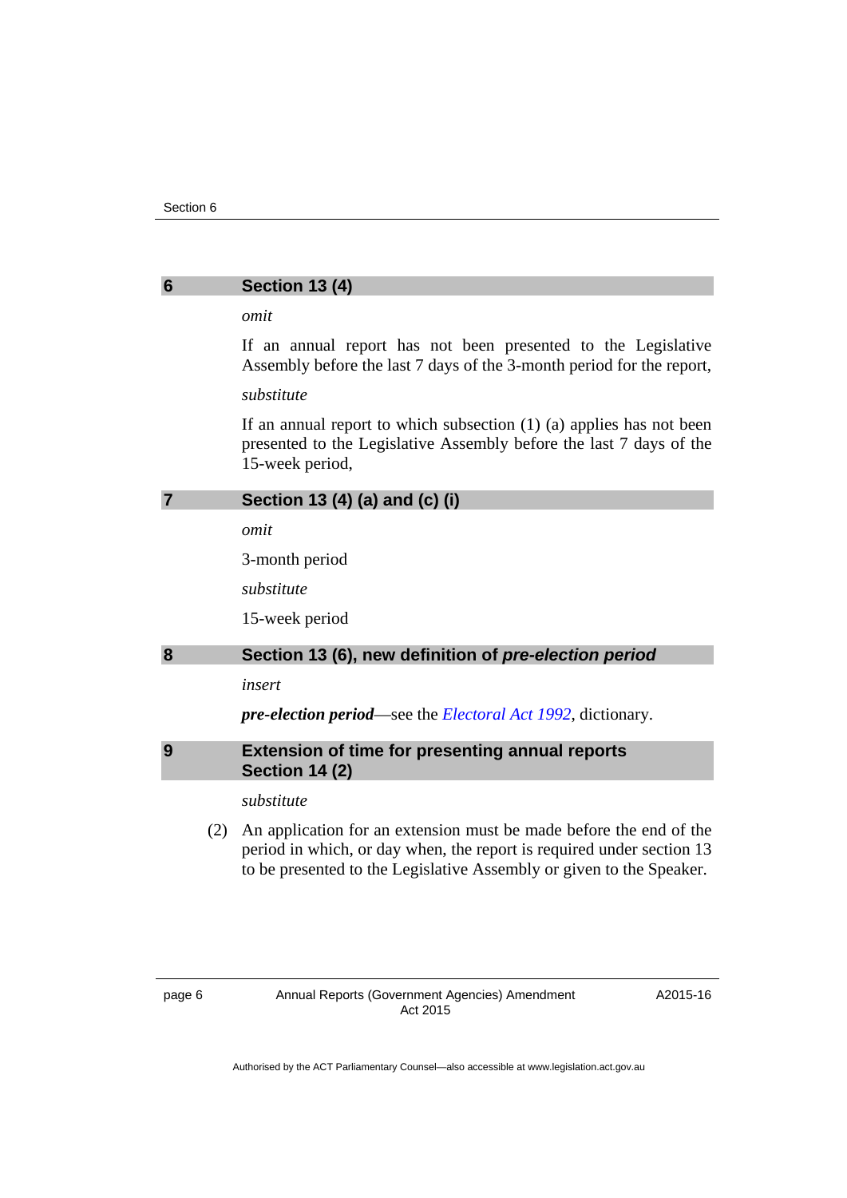## 6 Section 13 (4)

*omit*

If an annual report has not been presented to the Legislative Assembly before the last 7 days of the 3-month period for the report,

*substitute*

If an annual report to which subsection (1) (a) applies has not been presented to the Legislative Assembly before the last 7 days of the 15-week period,

## 7 Section 13 (4) (a) and (c) (i)

*omit*

3-month period

*substitute*

15-week period

## 8 Section 13 (6), new definition of *pre-election period*

*insert*

***pre-election period***—see the *Electoral Act 1992*, dictionary.

## 9 Extension of time for presenting annual reports Section 14 (2)

*substitute*

(2) An application for an extension must be made before the end of the period in which, or day when, the report is required under section 13 to be presented to the Legislative Assembly or given to the Speaker.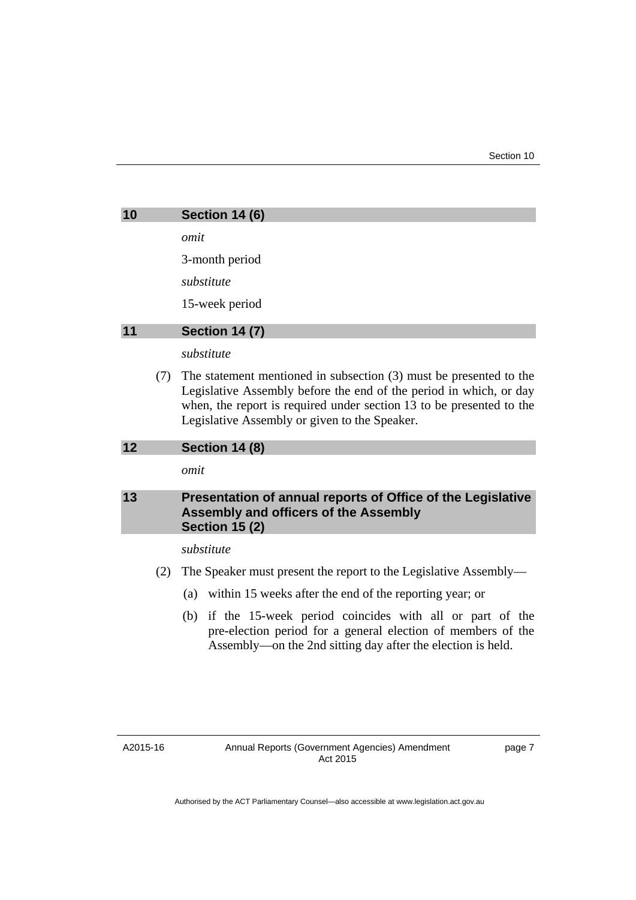## 10 Section 14 (6)

*omit*

3-month period

*substitute*

15-week period

## 11 Section 14 (7)

*substitute*

(7) The statement mentioned in subsection (3) must be presented to the Legislative Assembly before the end of the period in which, or day when, the report is required under section 13 to be presented to the Legislative Assembly or given to the Speaker.

## 12 Section 14 (8)

*omit*

## 13 Presentation of annual reports of Office of the Legislative Assembly and officers of the Assembly Section 15 (2)

*substitute*

(2) The Speaker must present the report to the Legislative Assembly—

(a) within 15 weeks after the end of the reporting year; or

(b) if the 15-week period coincides with all or part of the pre-election period for a general election of members of the Assembly—on the 2nd sitting day after the election is held.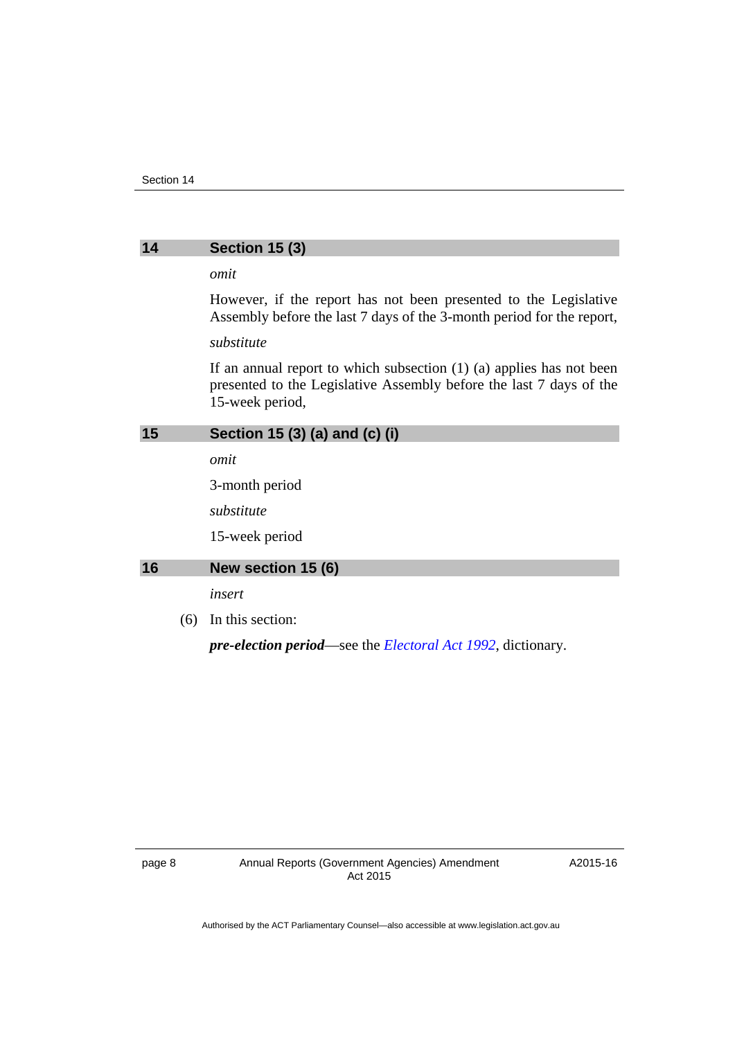## 14 Section 15 (3)

*omit*

However, if the report has not been presented to the Legislative Assembly before the last 7 days of the 3-month period for the report,

*substitute*

If an annual report to which subsection (1) (a) applies has not been presented to the Legislative Assembly before the last 7 days of the 15-week period,

## 15 Section 15 (3) (a) and (c) (i)

*omit*

3-month period

*substitute*

15-week period

## 16 New section 15 (6)

*insert*

(6) In this section:

***pre-election period***—see the *Electoral Act 1992*, dictionary.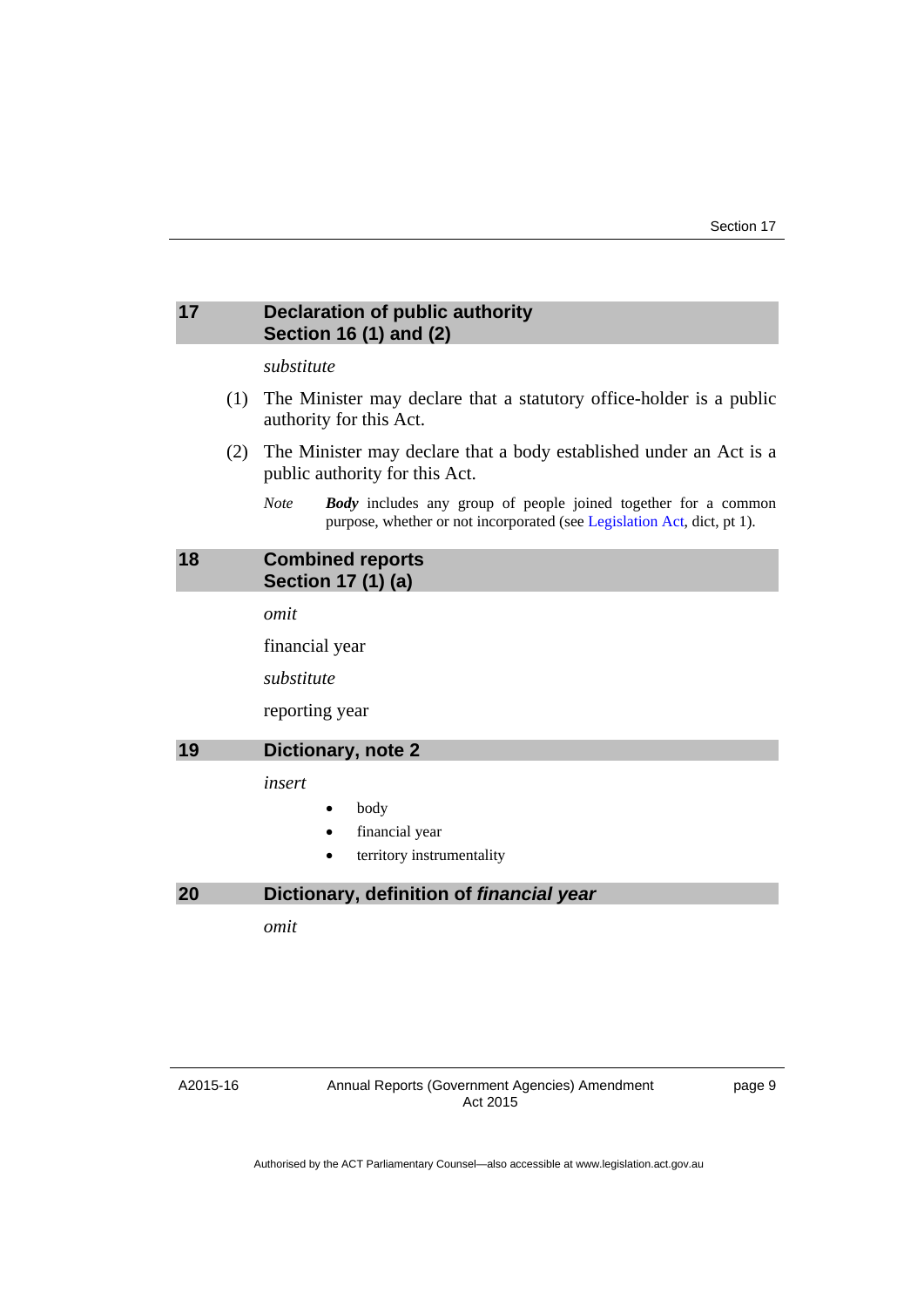## 17 Declaration of public authority
## Section 16 (1) and (2)

*substitute*

(1) The Minister may declare that a statutory office-holder is a public authority for this Act.

(2) The Minister may declare that a body established under an Act is a public authority for this Act.

*Note* ***Body*** includes any group of people joined together for a common purpose, whether or not incorporated (see Legislation Act, dict, pt 1).

## 18 Combined reports
## Section 17 (1) (a)

*omit*

financial year

*substitute*

reporting year

## 19 Dictionary, note 2

*insert*

- body
- financial year
- territory instrumentality

## 20 Dictionary, definition of *financial year*

*omit*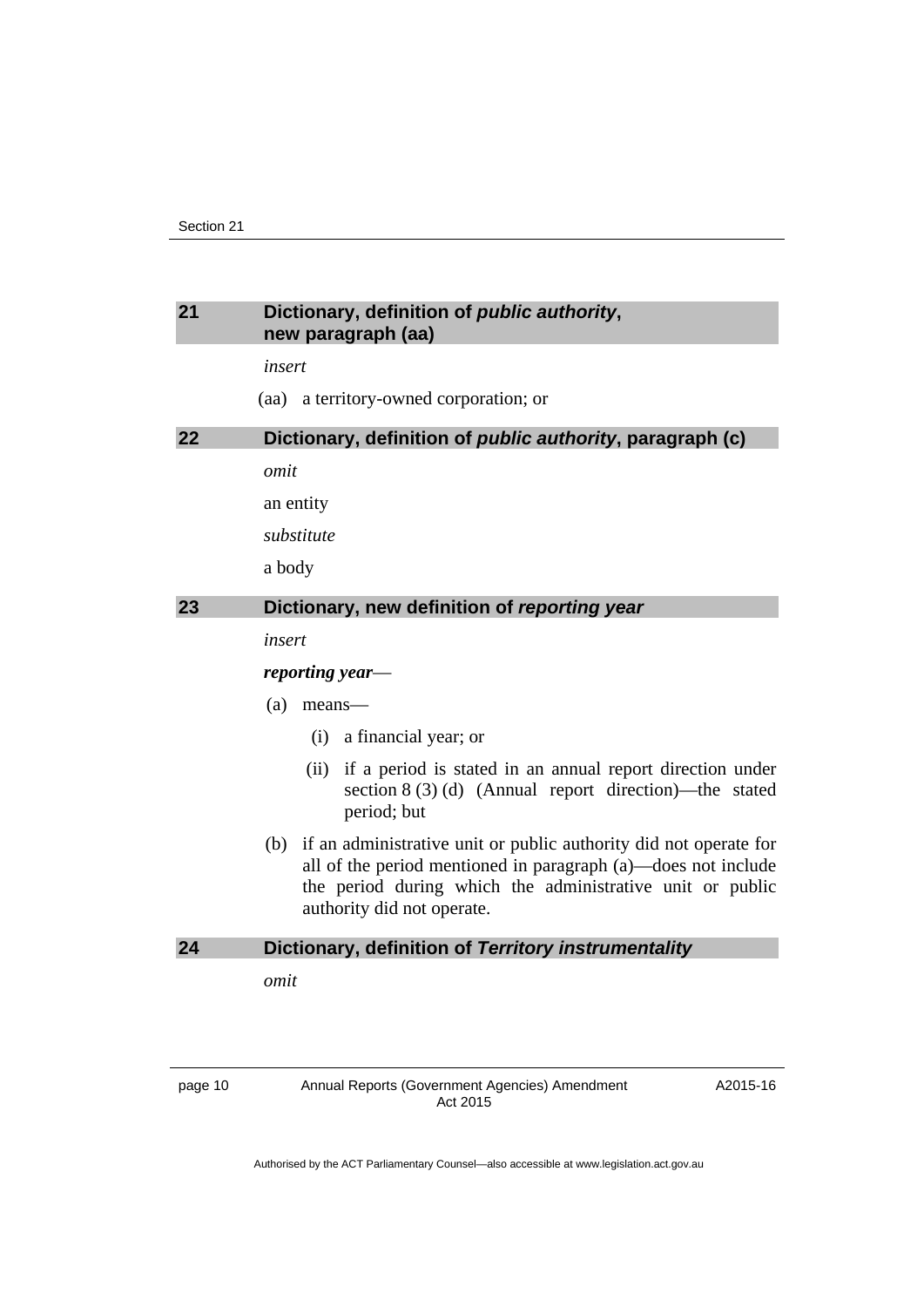## 21 Dictionary, definition of *public authority*, new paragraph (aa)

*insert*

(aa) a territory-owned corporation; or

## 22 Dictionary, definition of *public authority*, paragraph (c)

*omit*

an entity

*substitute*

a body

## 23 Dictionary, new definition of *reporting year*

*insert*

***reporting year***—

(a) means—

(i) a financial year; or

(ii) if a period is stated in an annual report direction under section 8 (3) (d) (Annual report direction)—the stated period; but

(b) if an administrative unit or public authority did not operate for all of the period mentioned in paragraph (a)—does not include the period during which the administrative unit or public authority did not operate.

## 24 Dictionary, definition of *Territory instrumentality*

*omit*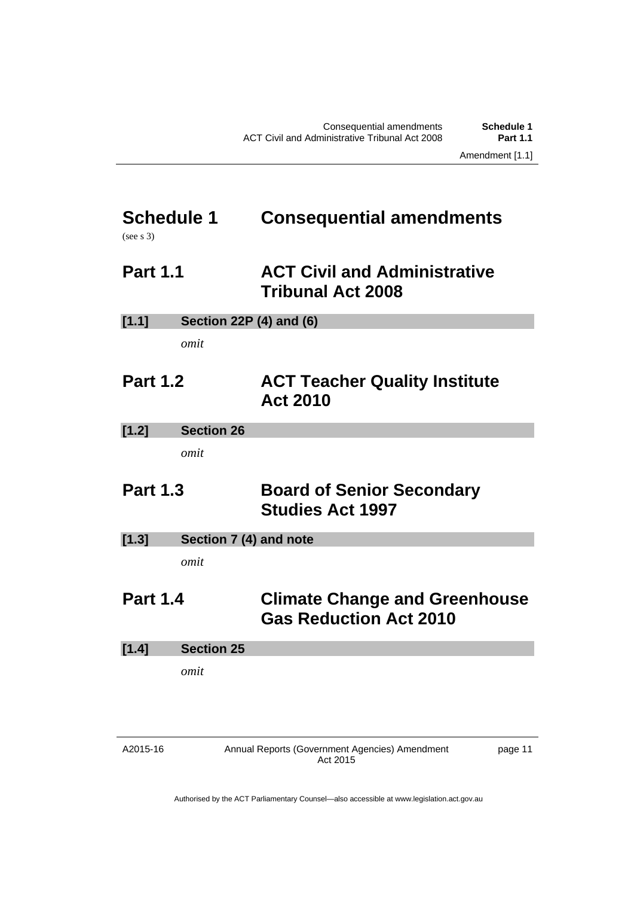# Schedule 1 Consequential amendments

(see s 3)

## Part 1.1 ACT Civil and Administrative Tribunal Act 2008

### [1.1] Section 22P (4) and (6)

*omit*

## Part 1.2 ACT Teacher Quality Institute Act 2010

### [1.2] Section 26

*omit*

## Part 1.3 Board of Senior Secondary Studies Act 1997

### [1.3] Section 7 (4) and note

*omit*

## Part 1.4 Climate Change and Greenhouse Gas Reduction Act 2010

### [1.4] Section 25

*omit*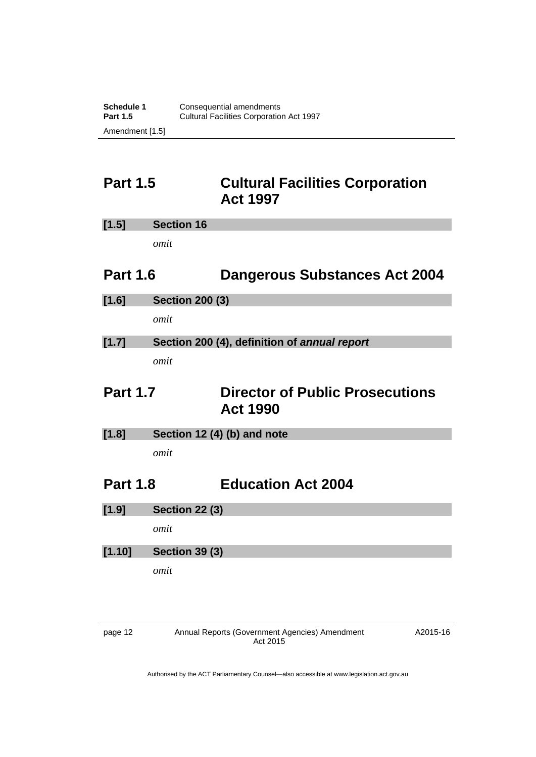## Part 1.5 Cultural Facilities Corporation Act 1997

### [1.5] Section 16

*omit*

## Part 1.6 Dangerous Substances Act 2004

### [1.6] Section 200 (3)

*omit*

### [1.7] Section 200 (4), definition of *annual report*

*omit*

## Part 1.7 Director of Public Prosecutions Act 1990

### [1.8] Section 12 (4) (b) and note

*omit*

## Part 1.8 Education Act 2004

### [1.9] Section 22 (3)

*omit*

### [1.10] Section 39 (3)

*omit*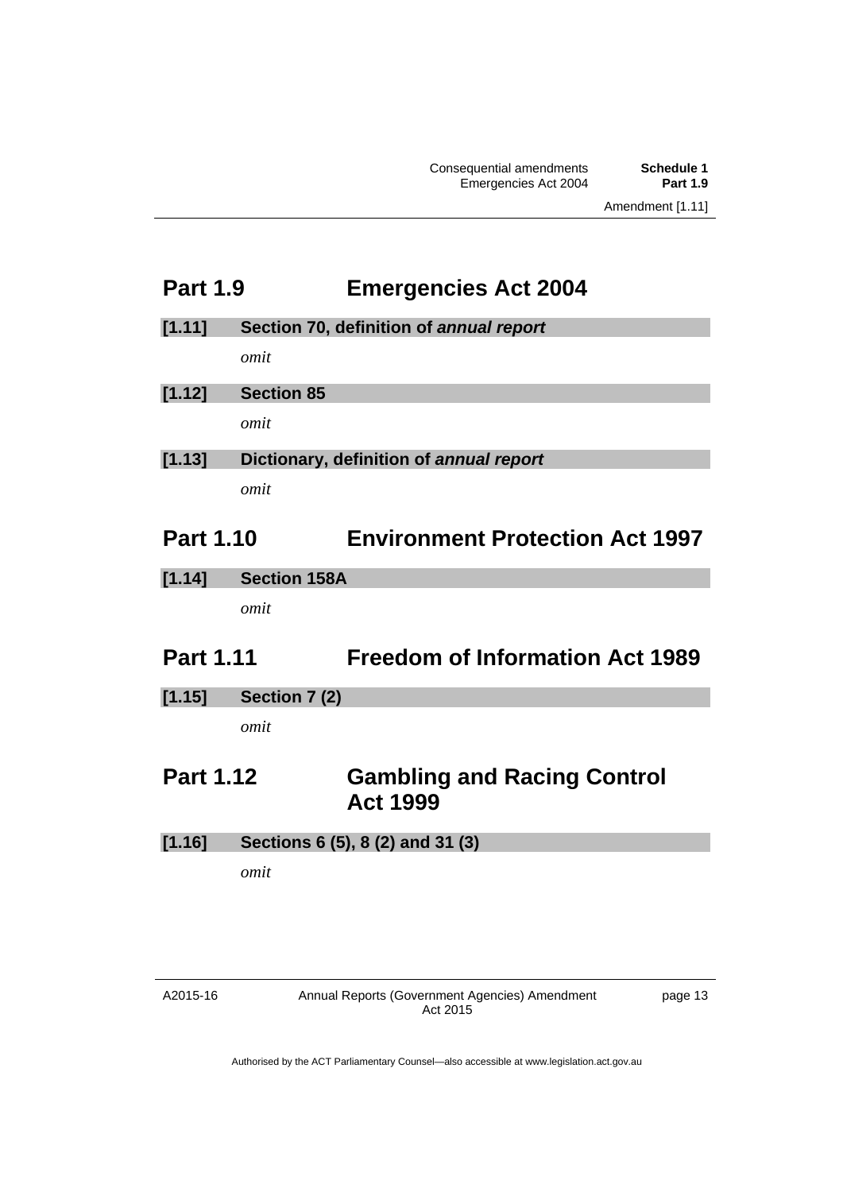## Part 1.9 Emergencies Act 2004

### [1.11] Section 70, definition of ***annual report***

*omit*

### [1.12] Section 85

*omit*

### [1.13] Dictionary, definition of ***annual report***

*omit*

## Part 1.10 Environment Protection Act 1997

### [1.14] Section 158A

*omit*

## Part 1.11 Freedom of Information Act 1989

### [1.15] Section 7 (2)

*omit*

## Part 1.12 Gambling and Racing Control Act 1999

### [1.16] Sections 6 (5), 8 (2) and 31 (3)

*omit*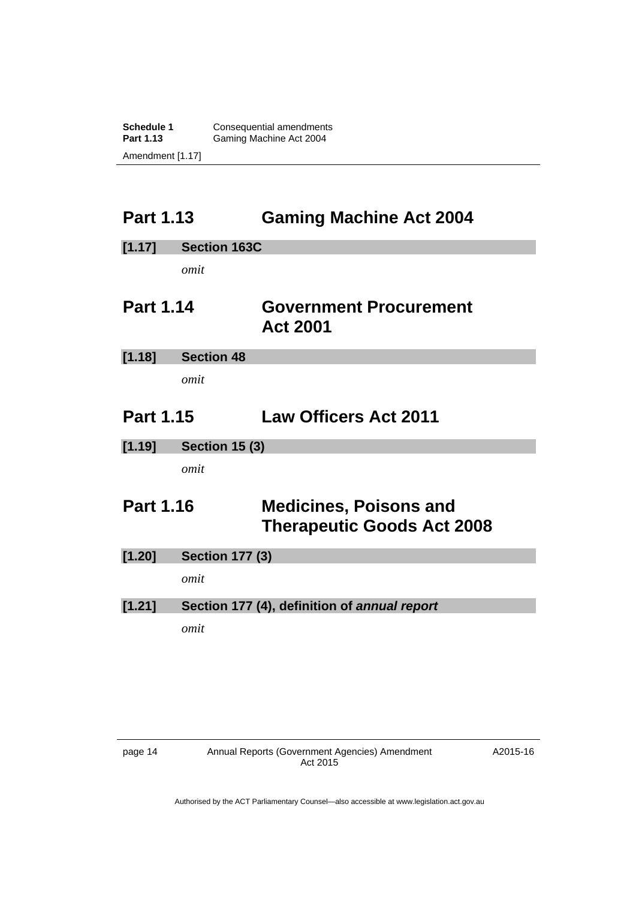## Part 1.13 Gaming Machine Act 2004

**[1.17] Section 163C**

*omit*

## Part 1.14 Government Procurement Act 2001

**[1.18] Section 48**

*omit*

## Part 1.15 Law Officers Act 2011

**[1.19] Section 15 (3)**

*omit*

## Part 1.16 Medicines, Poisons and Therapeutic Goods Act 2008

**[1.20] Section 177 (3)**

*omit*

**[1.21] Section 177 (4), definition of *annual report***

*omit*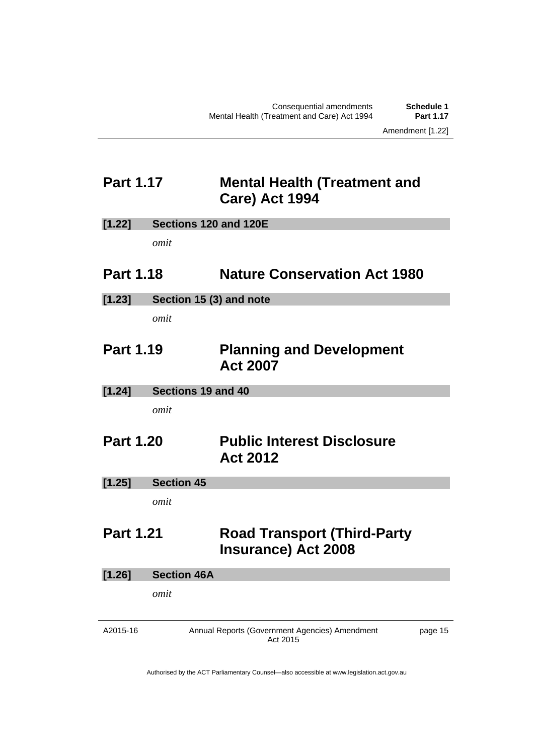## Part 1.17 Mental Health (Treatment and Care) Act 1994

### [1.22] Sections 120 and 120E

*omit*

## Part 1.18 Nature Conservation Act 1980

### [1.23] Section 15 (3) and note

*omit*

## Part 1.19 Planning and Development Act 2007

### [1.24] Sections 19 and 40

*omit*

## Part 1.20 Public Interest Disclosure Act 2012

### [1.25] Section 45

*omit*

## Part 1.21 Road Transport (Third-Party Insurance) Act 2008

### [1.26] Section 46A

*omit*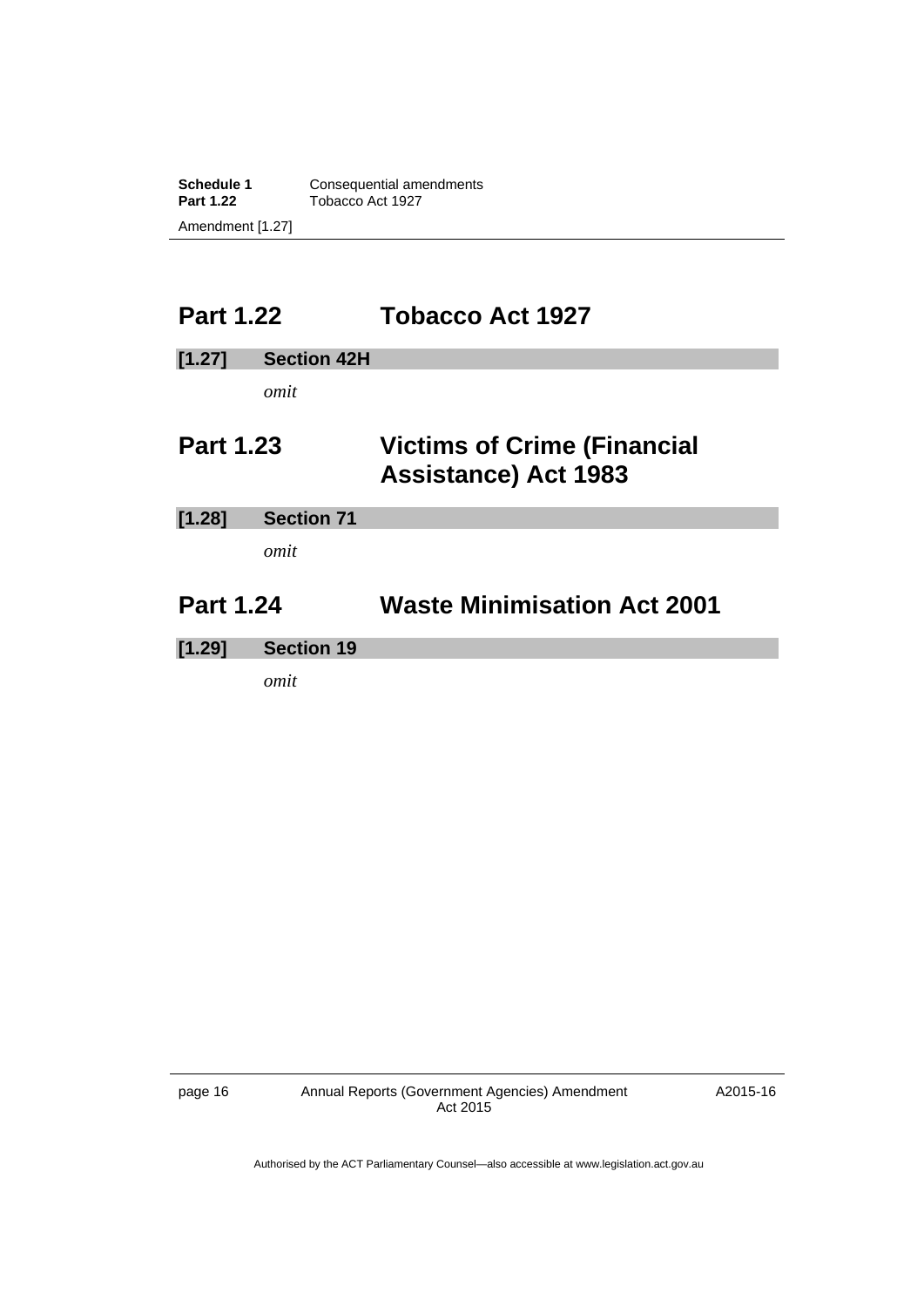## Part 1.22 Tobacco Act 1927

### [1.27] Section 42H

*omit*

## Part 1.23 Victims of Crime (Financial Assistance) Act 1983

### [1.28] Section 71

*omit*

## Part 1.24 Waste Minimisation Act 2001

### [1.29] Section 19

*omit*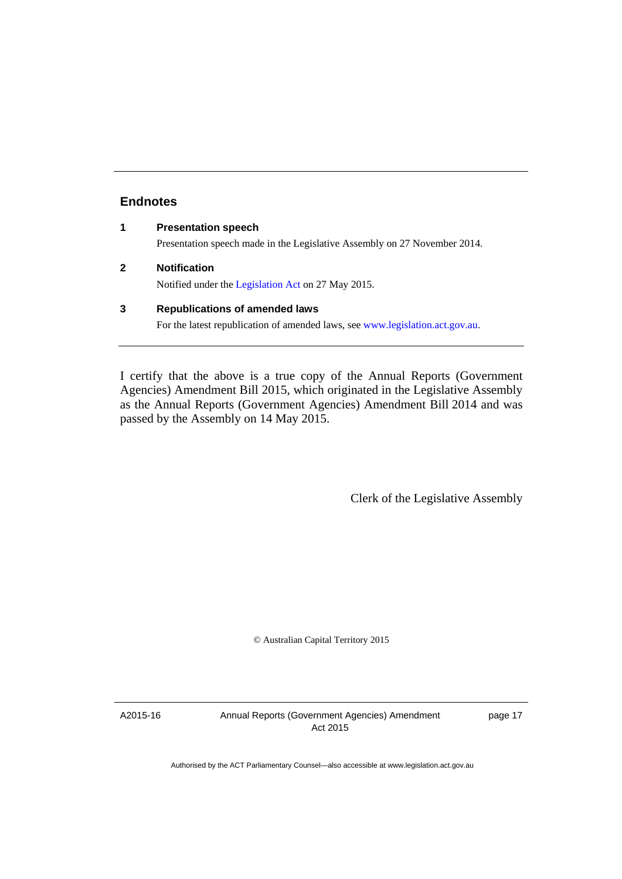## Endnotes

### 1 Presentation speech

Presentation speech made in the Legislative Assembly on 27 November 2014.

### 2 Notification

Notified under the Legislation Act on 27 May 2015.

### 3 Republications of amended laws

For the latest republication of amended laws, see www.legislation.act.gov.au.

---

I certify that the above is a true copy of the Annual Reports (Government Agencies) Amendment Bill 2015, which originated in the Legislative Assembly as the Annual Reports (Government Agencies) Amendment Bill 2014 and was passed by the Assembly on 14 May 2015.

Clerk of the Legislative Assembly

© Australian Capital Territory 2015